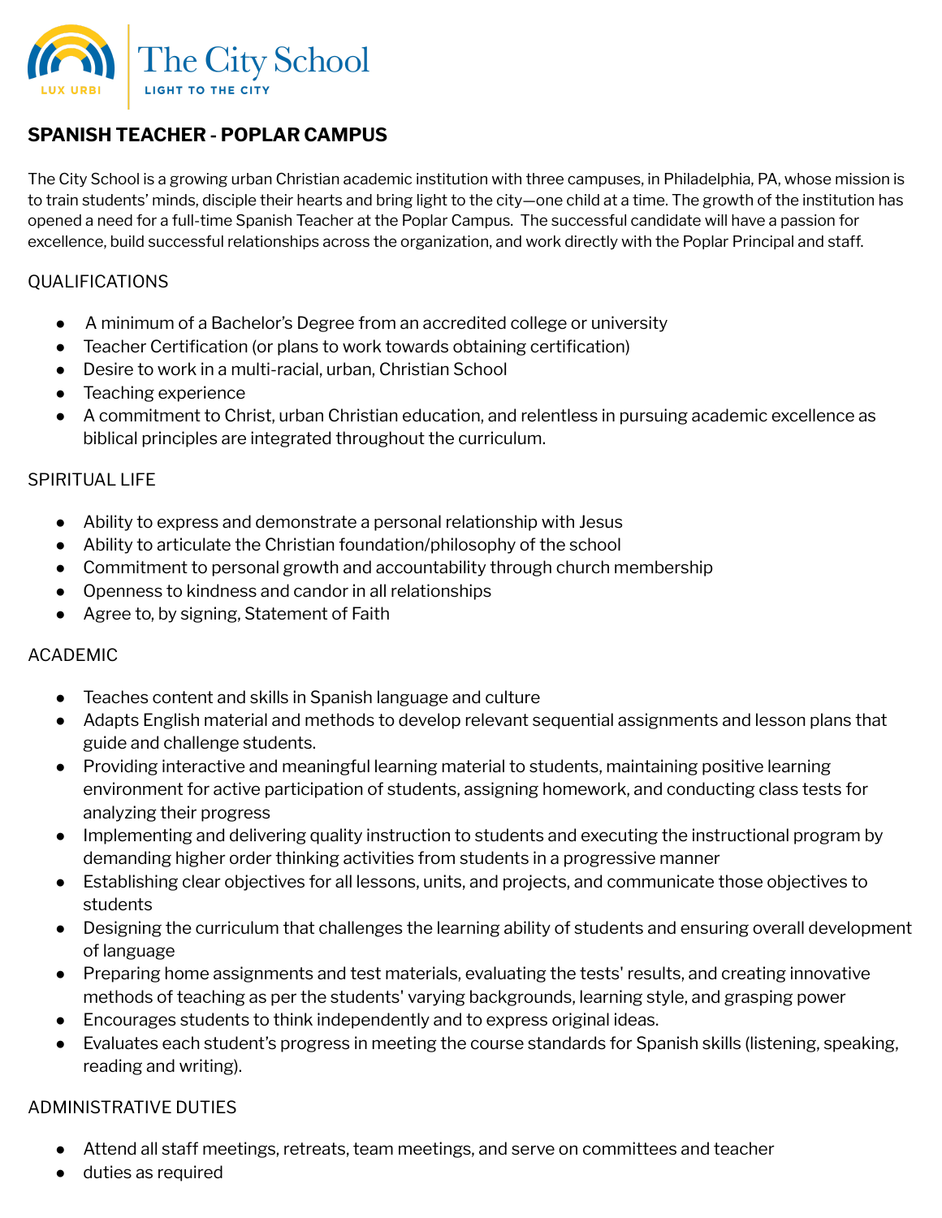The City School
LUX URBI
LIGHT TO THE CITY

## SPANISH TEACHER - POPLAR CAMPUS

The City School is a growing urban Christian academic institution with three campuses, in Philadelphia, PA, whose mission is to train students' minds, disciple their hearts and bring light to the city—one child at a time. The growth of the institution has opened a need for a full-time Spanish Teacher at the Poplar Campus. The successful candidate will have a passion for excellence, build successful relationships across the organization, and work directly with the Poplar Principal and staff.

### QUALIFICATIONS

- A minimum of a Bachelor's Degree from an accredited college or university
- Teacher Certification (or plans to work towards obtaining certification)
- Desire to work in a multi-racial, urban, Christian School
- Teaching experience
- A commitment to Christ, urban Christian education, and relentless in pursuing academic excellence as biblical principles are integrated throughout the curriculum.

### SPIRITUAL LIFE

- Ability to express and demonstrate a personal relationship with Jesus
- Ability to articulate the Christian foundation/philosophy of the school
- Commitment to personal growth and accountability through church membership
- Openness to kindness and candor in all relationships
- Agree to, by signing, Statement of Faith

### ACADEMIC

- Teaches content and skills in Spanish language and culture
- Adapts English material and methods to develop relevant sequential assignments and lesson plans that guide and challenge students.
- Providing interactive and meaningful learning material to students, maintaining positive learning environment for active participation of students, assigning homework, and conducting class tests for analyzing their progress
- Implementing and delivering quality instruction to students and executing the instructional program by demanding higher order thinking activities from students in a progressive manner
- Establishing clear objectives for all lessons, units, and projects, and communicate those objectives to students
- Designing the curriculum that challenges the learning ability of students and ensuring overall development of language
- Preparing home assignments and test materials, evaluating the tests' results, and creating innovative methods of teaching as per the students' varying backgrounds, learning style, and grasping power
- Encourages students to think independently and to express original ideas.
- Evaluates each student's progress in meeting the course standards for Spanish skills (listening, speaking, reading and writing).

### ADMINISTRATIVE DUTIES

- Attend all staff meetings, retreats, team meetings, and serve on committees and teacher
- duties as required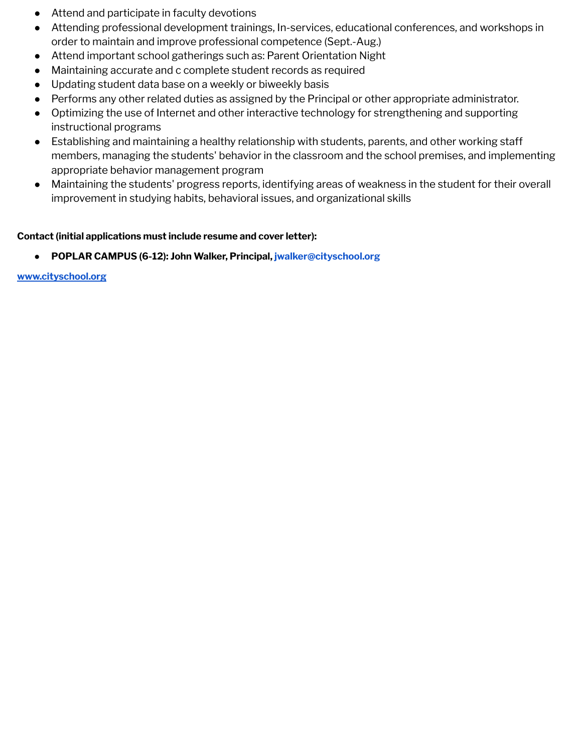- Attend and participate in faculty devotions
- Attending professional development trainings, In-services, educational conferences, and workshops in order to maintain and improve professional competence (Sept.-Aug.)
- Attend important school gatherings such as: Parent Orientation Night
- Maintaining accurate and c complete student records as required
- Updating student data base on a weekly or biweekly basis
- Performs any other related duties as assigned by the Principal or other appropriate administrator.
- Optimizing the use of Internet and other interactive technology for strengthening and supporting instructional programs
- Establishing and maintaining a healthy relationship with students, parents, and other working staff members, managing the students' behavior in the classroom and the school premises, and implementing appropriate behavior management program
- Maintaining the students' progress reports, identifying areas of weakness in the student for their overall improvement in studying habits, behavioral issues, and organizational skills

**Contact (initial applications must include resume and cover letter):**

- **POPLAR CAMPUS (6-12): John Walker, Principal, jwalker@cityschool.org**

www.cityschool.org